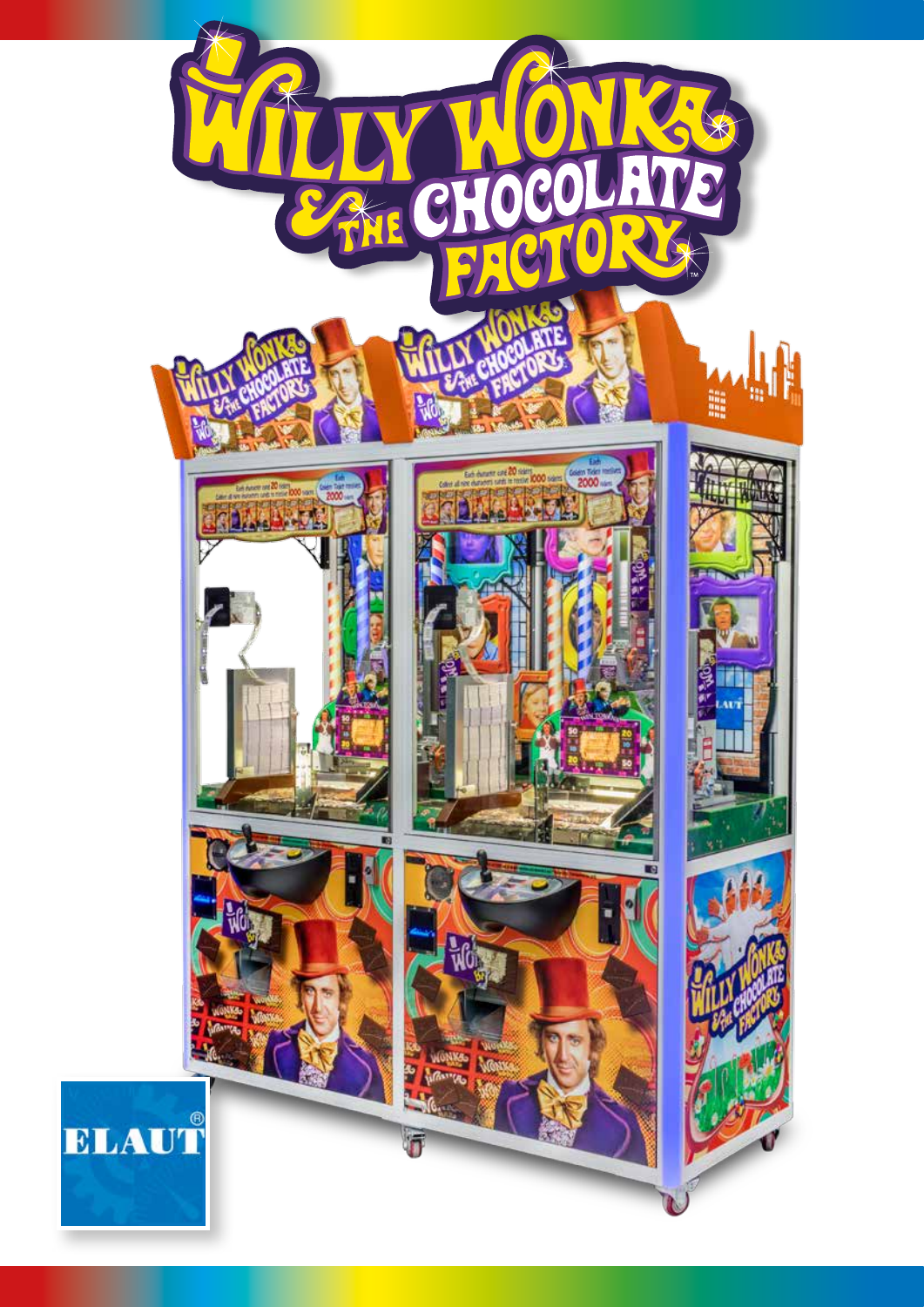# Willy Wonka & the Chocolate Factory™

ELAUT®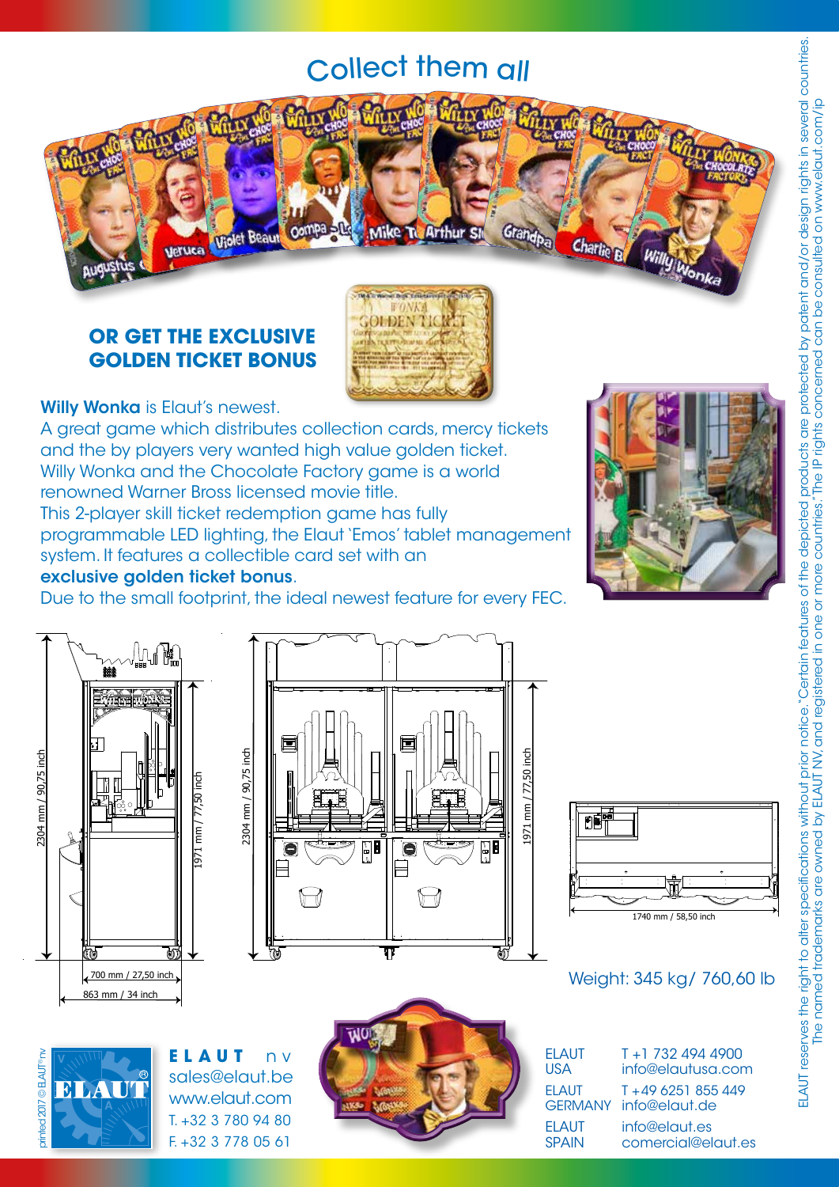# Collect them all

## OR GET THE EXCLUSIVE GOLDEN TICKET BONUS

**Willy Wonka** is Elaut's newest.
A great game which distributes collection cards, mercy tickets and the by players very wanted high value golden ticket.
Willy Wonka and the Chocolate Factory game is a world renowned Warner Bross licensed movie title.
This 2-player skill ticket redemption game has fully programmable LED lighting, the Elaut 'Emos' tablet management system. It features a collectible card set with an **exclusive golden ticket bonus**.
Due to the small footprint, the ideal newest feature for every FEC.

2304 mm / 90,75 inch
1971 mm / 77,50 inch
700 mm / 27,50 inch
863 mm / 34 inch
2304 mm / 90,75 inch
1971 mm / 77,50 inch
1740 mm / 58,50 inch

Weight: 345 kg/ 760,60 lb

**ELAUT** nv
sales@elaut.be
www.elaut.com
T. +32 3 780 94 80
F. +32 3 778 05 61

| | | |
|---|---|---|
| ELAUT USA | T +1 732 494 4900 | info@elautusa.com |
| ELAUT GERMANY | T +49 6251 855 449 | info@elaut.de |
| ELAUT SPAIN | info@elaut.es | comercial@elaut.es |

printed 2017 © ELAUT® nv

ELAUT reserves the right to alter specifications without prior notice."Certain features of the depicted products are protected by patent and/or design rights in several countries. The named trademarks are owned by ELAUT NV, and registered in one or more countries."The IP rights concerned can be consulted on www.elaut.com/ip